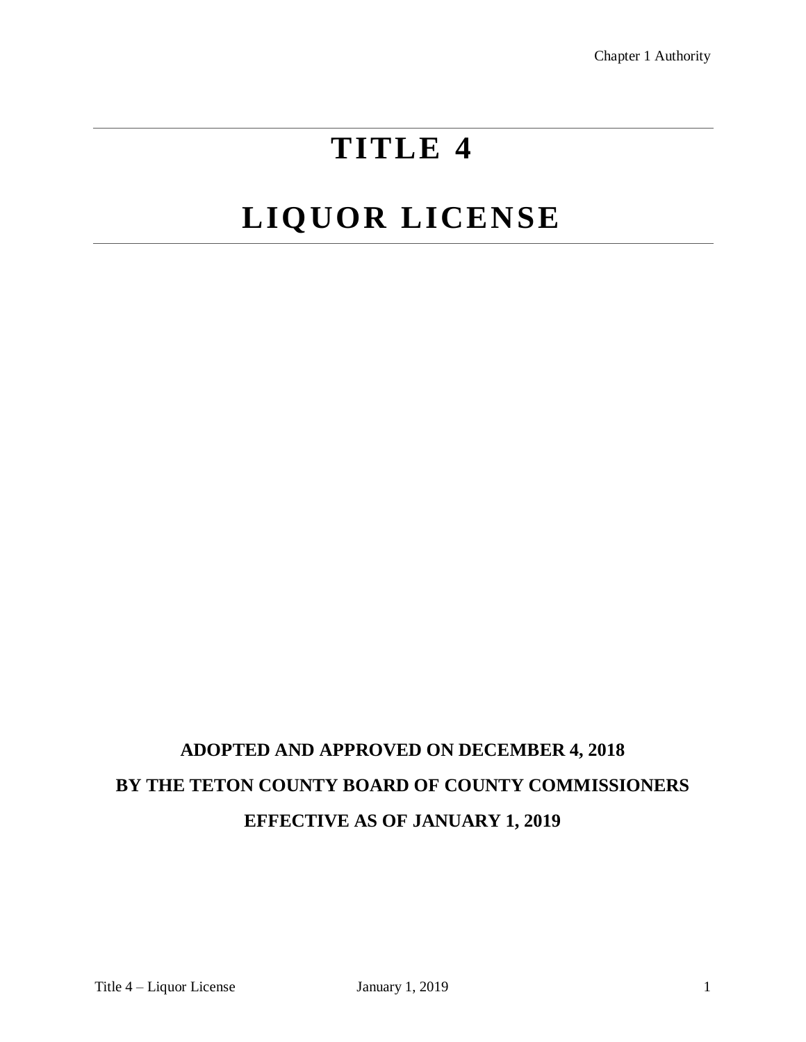# TITLE 4

# LIQUOR LICENSE

**ADOPTED AND APPROVED ON DECEMBER 4, 2018**

**BY THE TETON COUNTY BOARD OF COUNTY COMMISSIONERS**

**EFFECTIVE AS OF JANUARY 1, 2019**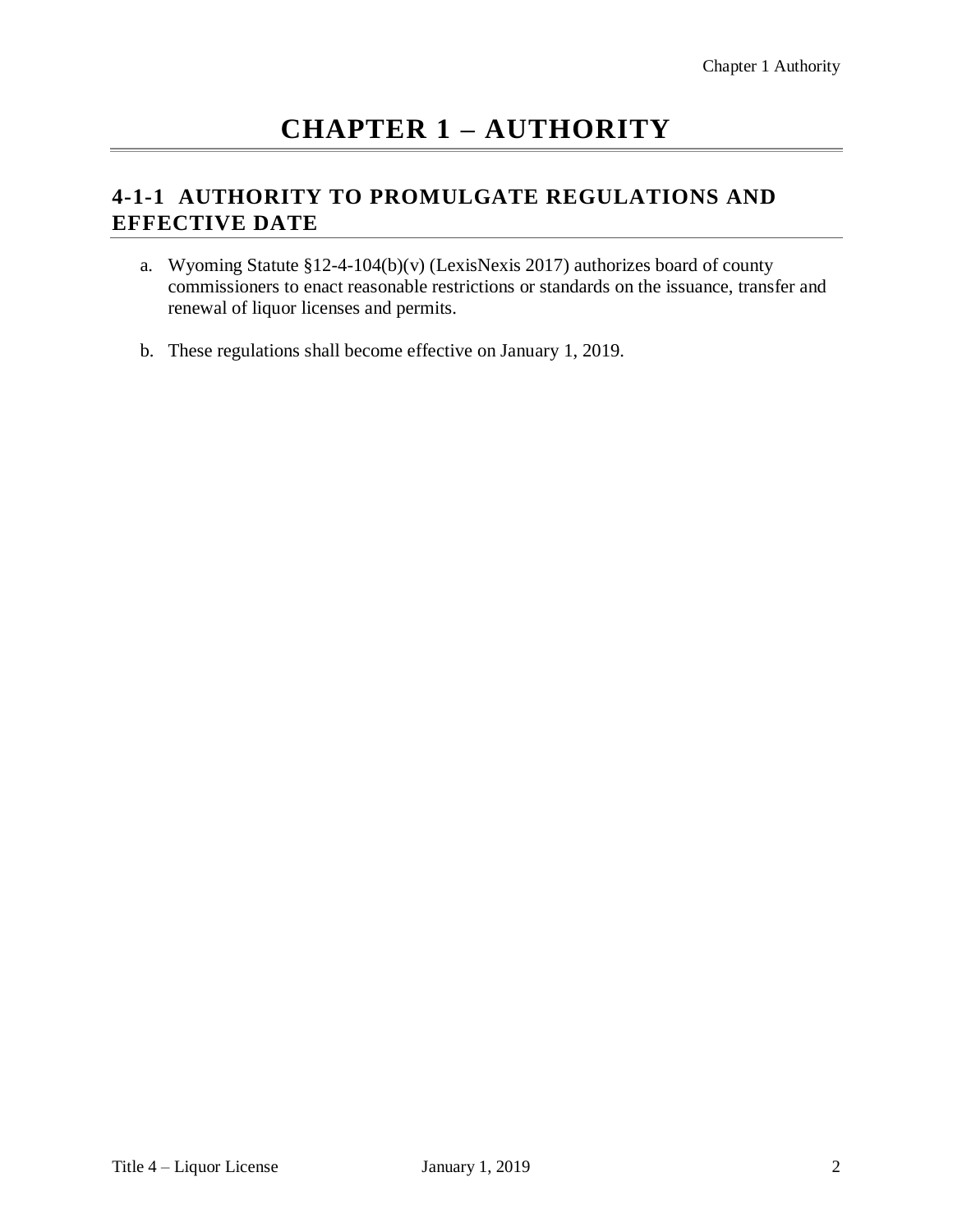# CHAPTER 1 – AUTHORITY

## 4-1-1 AUTHORITY TO PROMULGATE REGULATIONS AND EFFECTIVE DATE

a. Wyoming Statute §12-4-104(b)(v) (LexisNexis 2017) authorizes board of county commissioners to enact reasonable restrictions or standards on the issuance, transfer and renewal of liquor licenses and permits.

b. These regulations shall become effective on January 1, 2019.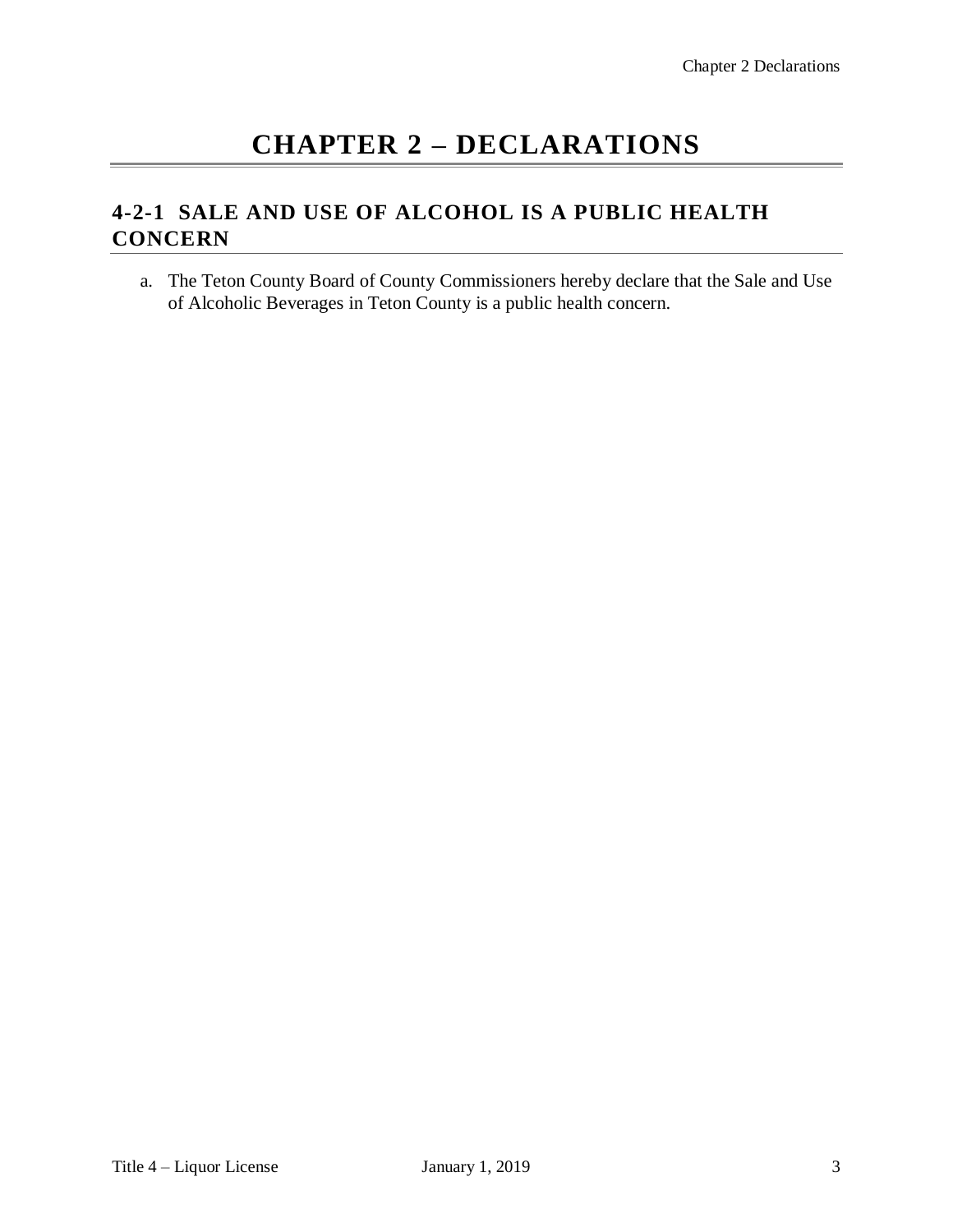# CHAPTER 2 – DECLARATIONS

## 4-2-1 SALE AND USE OF ALCOHOL IS A PUBLIC HEALTH CONCERN

a. The Teton County Board of County Commissioners hereby declare that the Sale and Use of Alcoholic Beverages in Teton County is a public health concern.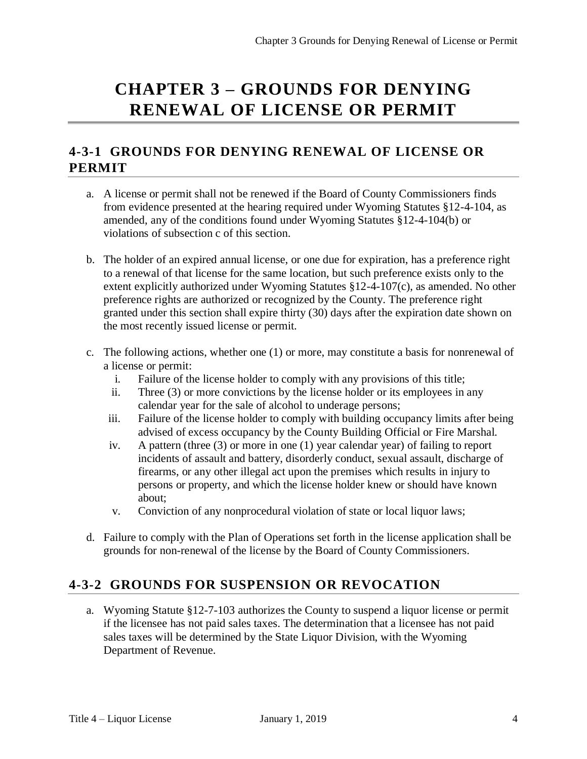# CHAPTER 3 – GROUNDS FOR DENYING RENEWAL OF LICENSE OR PERMIT

## 4-3-1 GROUNDS FOR DENYING RENEWAL OF LICENSE OR PERMIT

a. A license or permit shall not be renewed if the Board of County Commissioners finds from evidence presented at the hearing required under Wyoming Statutes §12-4-104, as amended, any of the conditions found under Wyoming Statutes §12-4-104(b) or violations of subsection c of this section.

b. The holder of an expired annual license, or one due for expiration, has a preference right to a renewal of that license for the same location, but such preference exists only to the extent explicitly authorized under Wyoming Statutes §12-4-107(c), as amended. No other preference rights are authorized or recognized by the County. The preference right granted under this section shall expire thirty (30) days after the expiration date shown on the most recently issued license or permit.

c. The following actions, whether one (1) or more, may constitute a basis for nonrenewal of a license or permit:
   i. Failure of the license holder to comply with any provisions of this title;
   ii. Three (3) or more convictions by the license holder or its employees in any calendar year for the sale of alcohol to underage persons;
   iii. Failure of the license holder to comply with building occupancy limits after being advised of excess occupancy by the County Building Official or Fire Marshal.
   iv. A pattern (three (3) or more in one (1) year calendar year) of failing to report incidents of assault and battery, disorderly conduct, sexual assault, discharge of firearms, or any other illegal act upon the premises which results in injury to persons or property, and which the license holder knew or should have known about;
   v. Conviction of any nonprocedural violation of state or local liquor laws;

d. Failure to comply with the Plan of Operations set forth in the license application shall be grounds for non-renewal of the license by the Board of County Commissioners.

## 4-3-2 GROUNDS FOR SUSPENSION OR REVOCATION

a. Wyoming Statute §12-7-103 authorizes the County to suspend a liquor license or permit if the licensee has not paid sales taxes. The determination that a licensee has not paid sales taxes will be determined by the State Liquor Division, with the Wyoming Department of Revenue.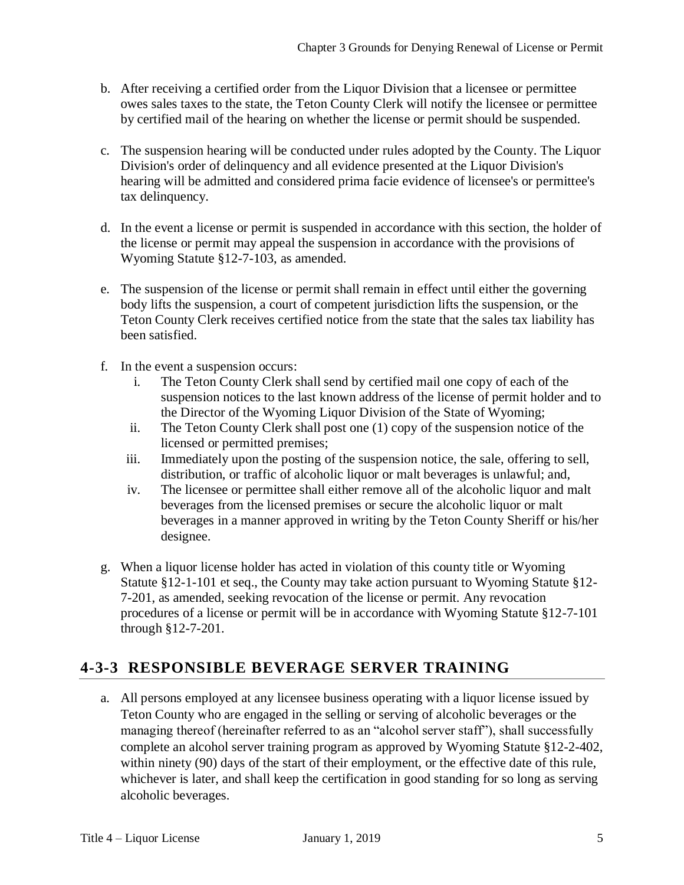b. After receiving a certified order from the Liquor Division that a licensee or permittee owes sales taxes to the state, the Teton County Clerk will notify the licensee or permittee by certified mail of the hearing on whether the license or permit should be suspended.

c. The suspension hearing will be conducted under rules adopted by the County. The Liquor Division's order of delinquency and all evidence presented at the Liquor Division's hearing will be admitted and considered prima facie evidence of licensee's or permittee's tax delinquency.

d. In the event a license or permit is suspended in accordance with this section, the holder of the license or permit may appeal the suspension in accordance with the provisions of Wyoming Statute §12-7-103, as amended.

e. The suspension of the license or permit shall remain in effect until either the governing body lifts the suspension, a court of competent jurisdiction lifts the suspension, or the Teton County Clerk receives certified notice from the state that the sales tax liability has been satisfied.

f. In the event a suspension occurs:
   i. The Teton County Clerk shall send by certified mail one copy of each of the suspension notices to the last known address of the license of permit holder and to the Director of the Wyoming Liquor Division of the State of Wyoming;
   ii. The Teton County Clerk shall post one (1) copy of the suspension notice of the licensed or permitted premises;
   iii. Immediately upon the posting of the suspension notice, the sale, offering to sell, distribution, or traffic of alcoholic liquor or malt beverages is unlawful; and,
   iv. The licensee or permittee shall either remove all of the alcoholic liquor and malt beverages from the licensed premises or secure the alcoholic liquor or malt beverages in a manner approved in writing by the Teton County Sheriff or his/her designee.

g. When a liquor license holder has acted in violation of this county title or Wyoming Statute §12-1-101 et seq., the County may take action pursuant to Wyoming Statute §12-7-201, as amended, seeking revocation of the license or permit. Any revocation procedures of a license or permit will be in accordance with Wyoming Statute §12-7-101 through §12-7-201.

## 4-3-3 RESPONSIBLE BEVERAGE SERVER TRAINING

a. All persons employed at any licensee business operating with a liquor license issued by Teton County who are engaged in the selling or serving of alcoholic beverages or the managing thereof (hereinafter referred to as an "alcohol server staff"), shall successfully complete an alcohol server training program as approved by Wyoming Statute §12-2-402, within ninety (90) days of the start of their employment, or the effective date of this rule, whichever is later, and shall keep the certification in good standing for so long as serving alcoholic beverages.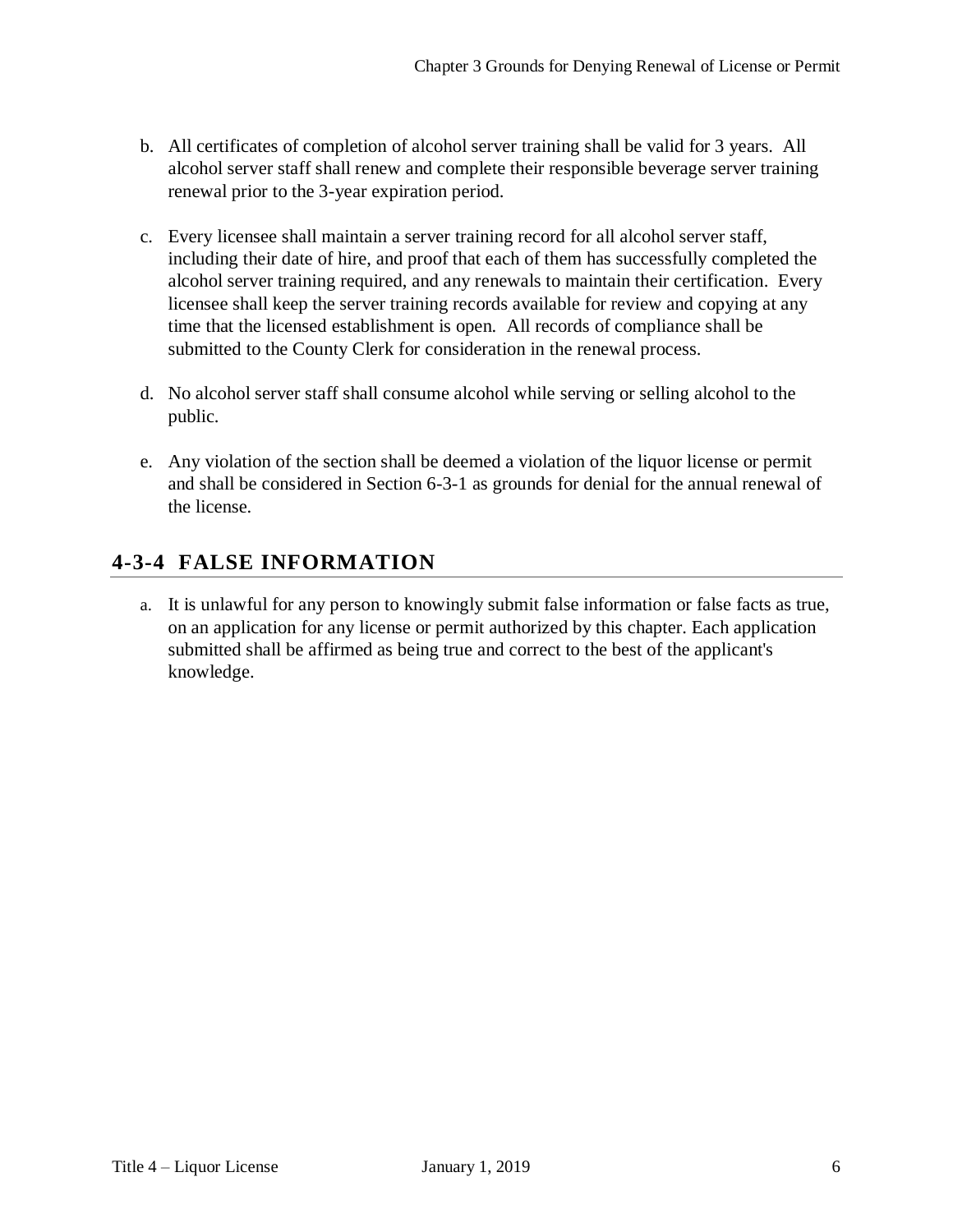b. All certificates of completion of alcohol server training shall be valid for 3 years. All alcohol server staff shall renew and complete their responsible beverage server training renewal prior to the 3-year expiration period.

c. Every licensee shall maintain a server training record for all alcohol server staff, including their date of hire, and proof that each of them has successfully completed the alcohol server training required, and any renewals to maintain their certification. Every licensee shall keep the server training records available for review and copying at any time that the licensed establishment is open. All records of compliance shall be submitted to the County Clerk for consideration in the renewal process.

d. No alcohol server staff shall consume alcohol while serving or selling alcohol to the public.

e. Any violation of the section shall be deemed a violation of the liquor license or permit and shall be considered in Section 6-3-1 as grounds for denial for the annual renewal of the license.

## 4-3-4 FALSE INFORMATION

a. It is unlawful for any person to knowingly submit false information or false facts as true, on an application for any license or permit authorized by this chapter. Each application submitted shall be affirmed as being true and correct to the best of the applicant's knowledge.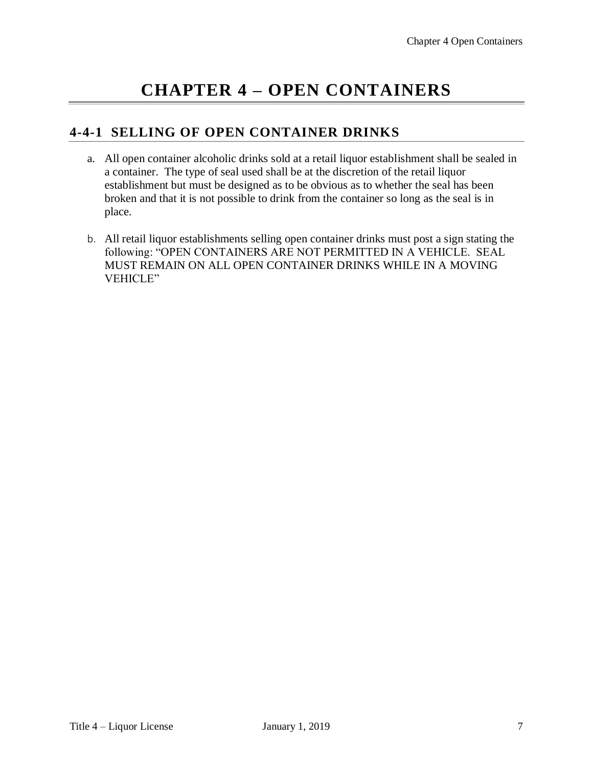# CHAPTER 4 – OPEN CONTAINERS

## 4-4-1 SELLING OF OPEN CONTAINER DRINKS

a. All open container alcoholic drinks sold at a retail liquor establishment shall be sealed in a container. The type of seal used shall be at the discretion of the retail liquor establishment but must be designed as to be obvious as to whether the seal has been broken and that it is not possible to drink from the container so long as the seal is in place.

b. All retail liquor establishments selling open container drinks must post a sign stating the following: "OPEN CONTAINERS ARE NOT PERMITTED IN A VEHICLE. SEAL MUST REMAIN ON ALL OPEN CONTAINER DRINKS WHILE IN A MOVING VEHICLE"